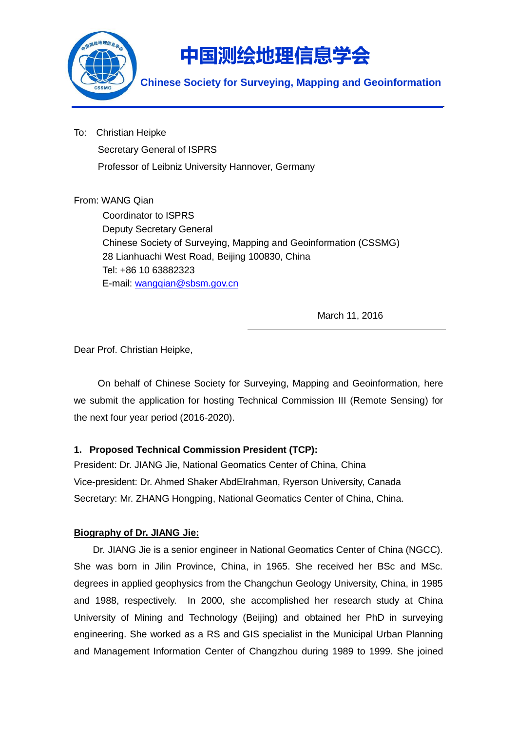中国测绘地理信息学会

**Chinese Society for Surveying, Mapping and Geoinformation**

To: Christian Heipke
Secretary General of ISPRS
Professor of Leibniz University Hannover, Germany

From: WANG Qian
Coordinator to ISPRS
Deputy Secretary General
Chinese Society of Surveying, Mapping and Geoinformation (CSSMG)
28 Lianhuachi West Road, Beijing 100830, China
Tel: +86 10 63882323
E-mail: wangqian@sbsm.gov.cn

March 11, 2016

Dear Prof. Christian Heipke,

On behalf of Chinese Society for Surveying, Mapping and Geoinformation, here we submit the application for hosting Technical Commission III (Remote Sensing) for the next four year period (2016-2020).

**1. Proposed Technical Commission President (TCP):**

President: Dr. JIANG Jie, National Geomatics Center of China, China
Vice-president: Dr. Ahmed Shaker AbdElrahman, Ryerson University, Canada
Secretary: Mr. ZHANG Hongping, National Geomatics Center of China, China.

**Biography of Dr. JIANG Jie:**

Dr. JIANG Jie is a senior engineer in National Geomatics Center of China (NGCC). She was born in Jilin Province, China, in 1965. She received her BSc and MSc. degrees in applied geophysics from the Changchun Geology University, China, in 1985 and 1988, respectively. In 2000, she accomplished her research study at China University of Mining and Technology (Beijing) and obtained her PhD in surveying engineering. She worked as a RS and GIS specialist in the Municipal Urban Planning and Management Information Center of Changzhou during 1989 to 1999. She joined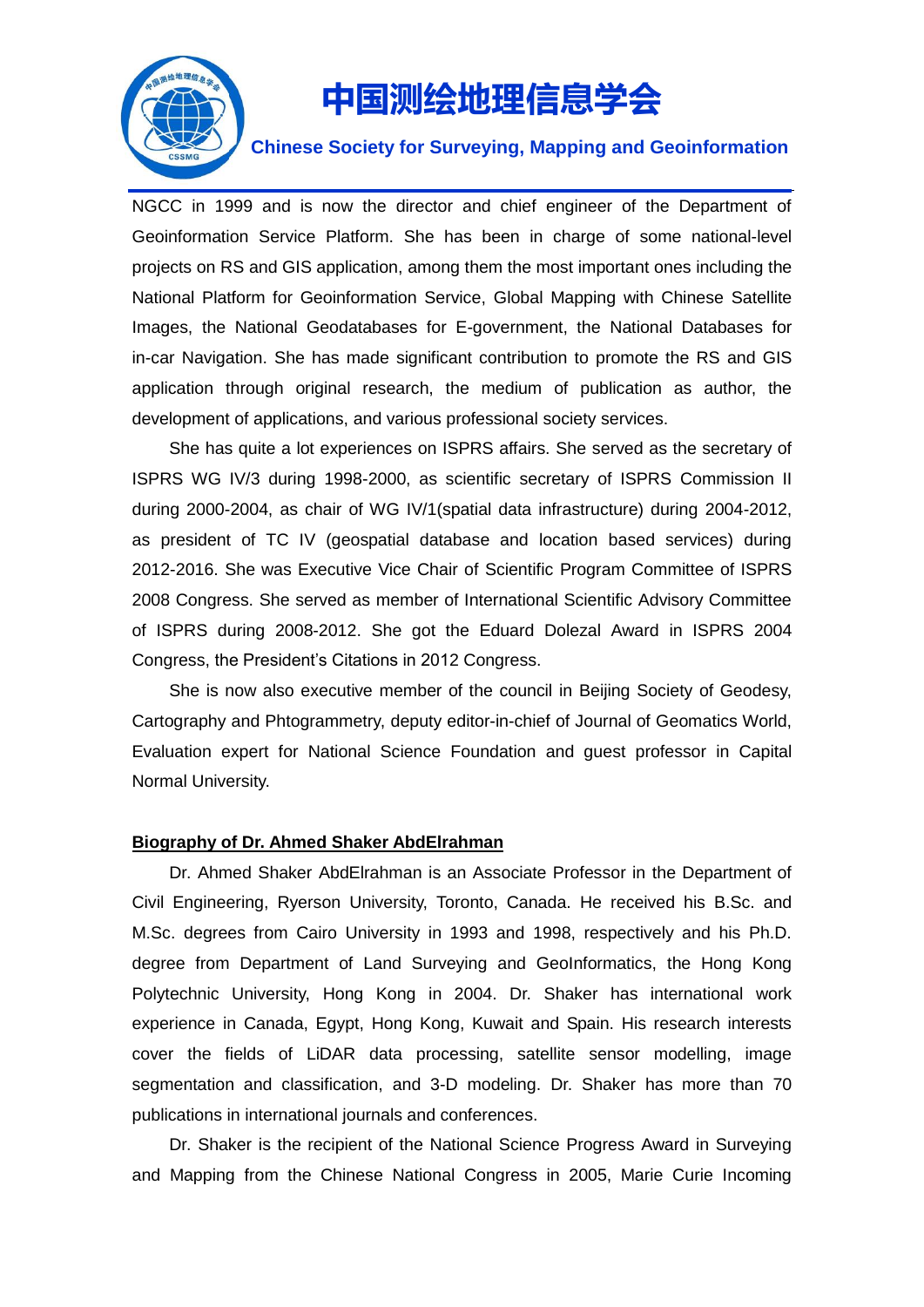NGCC in 1999 and is now the director and chief engineer of the Department of Geoinformation Service Platform. She has been in charge of some national-level projects on RS and GIS application, among them the most important ones including the National Platform for Geoinformation Service, Global Mapping with Chinese Satellite Images, the National Geodatabases for E-government, the National Databases for in-car Navigation. She has made significant contribution to promote the RS and GIS application through original research, the medium of publication as author, the development of applications, and various professional society services.

She has quite a lot experiences on ISPRS affairs. She served as the secretary of ISPRS WG IV/3 during 1998-2000, as scientific secretary of ISPRS Commission II during 2000-2004, as chair of WG IV/1(spatial data infrastructure) during 2004-2012, as president of TC IV (geospatial database and location based services) during 2012-2016. She was Executive Vice Chair of Scientific Program Committee of ISPRS 2008 Congress. She served as member of International Scientific Advisory Committee of ISPRS during 2008-2012. She got the Eduard Dolezal Award in ISPRS 2004 Congress, the President's Citations in 2012 Congress.

She is now also executive member of the council in Beijing Society of Geodesy, Cartography and Phtogrammetry, deputy editor-in-chief of Journal of Geomatics World, Evaluation expert for National Science Foundation and guest professor in Capital Normal University.

**<u>Biography of Dr. Ahmed Shaker AbdElrahman</u>**

Dr. Ahmed Shaker AbdElrahman is an Associate Professor in the Department of Civil Engineering, Ryerson University, Toronto, Canada. He received his B.Sc. and M.Sc. degrees from Cairo University in 1993 and 1998, respectively and his Ph.D. degree from Department of Land Surveying and GeoInformatics, the Hong Kong Polytechnic University, Hong Kong in 2004. Dr. Shaker has international work experience in Canada, Egypt, Hong Kong, Kuwait and Spain. His research interests cover the fields of LiDAR data processing, satellite sensor modelling, image segmentation and classification, and 3-D modeling. Dr. Shaker has more than 70 publications in international journals and conferences.

Dr. Shaker is the recipient of the National Science Progress Award in Surveying and Mapping from the Chinese National Congress in 2005, Marie Curie Incoming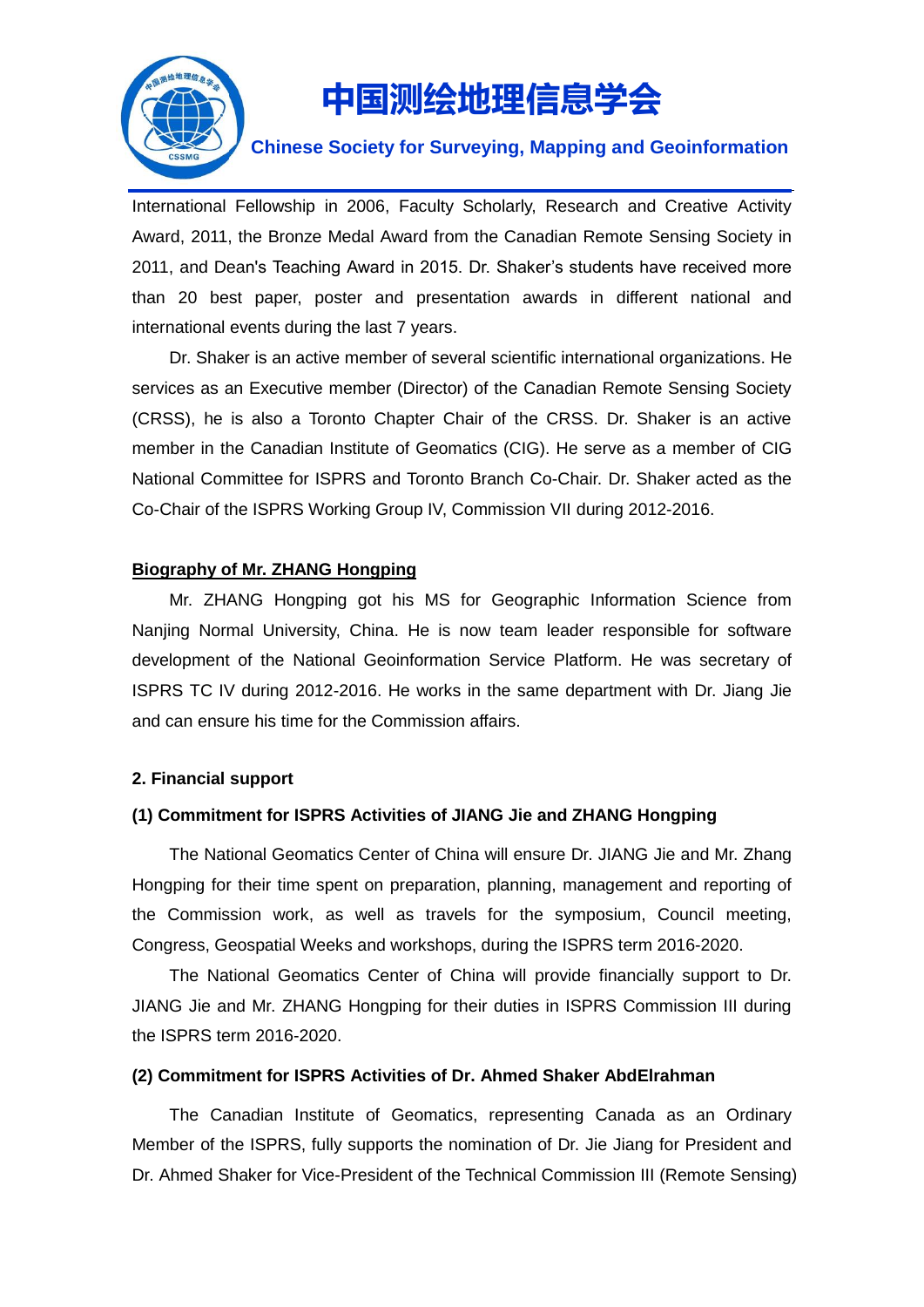International Fellowship in 2006, Faculty Scholarly, Research and Creative Activity Award, 2011, the Bronze Medal Award from the Canadian Remote Sensing Society in 2011, and Dean's Teaching Award in 2015. Dr. Shaker's students have received more than 20 best paper, poster and presentation awards in different national and international events during the last 7 years.

Dr. Shaker is an active member of several scientific international organizations. He services as an Executive member (Director) of the Canadian Remote Sensing Society (CRSS), he is also a Toronto Chapter Chair of the CRSS. Dr. Shaker is an active member in the Canadian Institute of Geomatics (CIG). He serve as a member of CIG National Committee for ISPRS and Toronto Branch Co-Chair. Dr. Shaker acted as the Co-Chair of the ISPRS Working Group IV, Commission VII during 2012-2016.

**Biography of Mr. ZHANG Hongping**

Mr. ZHANG Hongping got his MS for Geographic Information Science from Nanjing Normal University, China. He is now team leader responsible for software development of the National Geoinformation Service Platform. He was secretary of ISPRS TC IV during 2012-2016. He works in the same department with Dr. Jiang Jie and can ensure his time for the Commission affairs.

**2. Financial support**

**(1) Commitment for ISPRS Activities of JIANG Jie and ZHANG Hongping**

The National Geomatics Center of China will ensure Dr. JIANG Jie and Mr. Zhang Hongping for their time spent on preparation, planning, management and reporting of the Commission work, as well as travels for the symposium, Council meeting, Congress, Geospatial Weeks and workshops, during the ISPRS term 2016-2020.

The National Geomatics Center of China will provide financially support to Dr. JIANG Jie and Mr. ZHANG Hongping for their duties in ISPRS Commission III during the ISPRS term 2016-2020.

**(2) Commitment for ISPRS Activities of Dr. Ahmed Shaker AbdElrahman**

The Canadian Institute of Geomatics, representing Canada as an Ordinary Member of the ISPRS, fully supports the nomination of Dr. Jie Jiang for President and Dr. Ahmed Shaker for Vice-President of the Technical Commission III (Remote Sensing)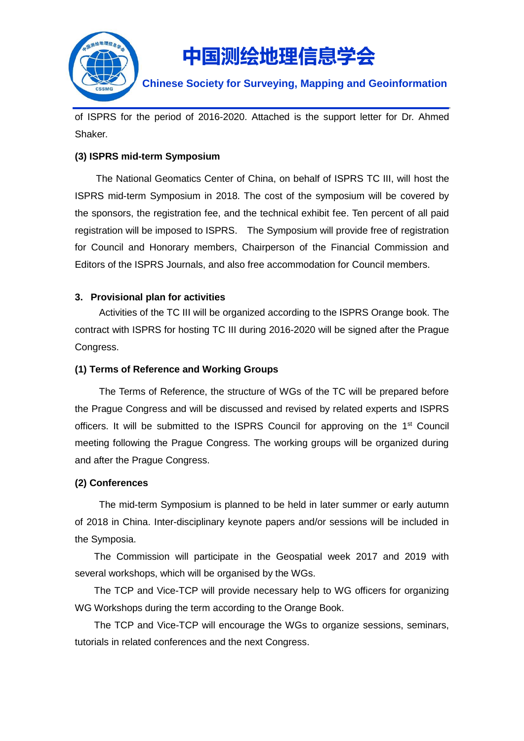of ISPRS for the period of 2016-2020. Attached is the support letter for Dr. Ahmed Shaker.

**(3) ISPRS mid-term Symposium**

The National Geomatics Center of China, on behalf of ISPRS TC III, will host the ISPRS mid-term Symposium in 2018. The cost of the symposium will be covered by the sponsors, the registration fee, and the technical exhibit fee. Ten percent of all paid registration will be imposed to ISPRS. The Symposium will provide free of registration for Council and Honorary members, Chairperson of the Financial Commission and Editors of the ISPRS Journals, and also free accommodation for Council members.

**3. Provisional plan for activities**

Activities of the TC III will be organized according to the ISPRS Orange book. The contract with ISPRS for hosting TC III during 2016-2020 will be signed after the Prague Congress.

**(1) Terms of Reference and Working Groups**

The Terms of Reference, the structure of WGs of the TC will be prepared before the Prague Congress and will be discussed and revised by related experts and ISPRS officers. It will be submitted to the ISPRS Council for approving on the 1st Council meeting following the Prague Congress. The working groups will be organized during and after the Prague Congress.

**(2) Conferences**

The mid-term Symposium is planned to be held in later summer or early autumn of 2018 in China. Inter-disciplinary keynote papers and/or sessions will be included in the Symposia.

The Commission will participate in the Geospatial week 2017 and 2019 with several workshops, which will be organised by the WGs.

The TCP and Vice-TCP will provide necessary help to WG officers for organizing WG Workshops during the term according to the Orange Book.

The TCP and Vice-TCP will encourage the WGs to organize sessions, seminars, tutorials in related conferences and the next Congress.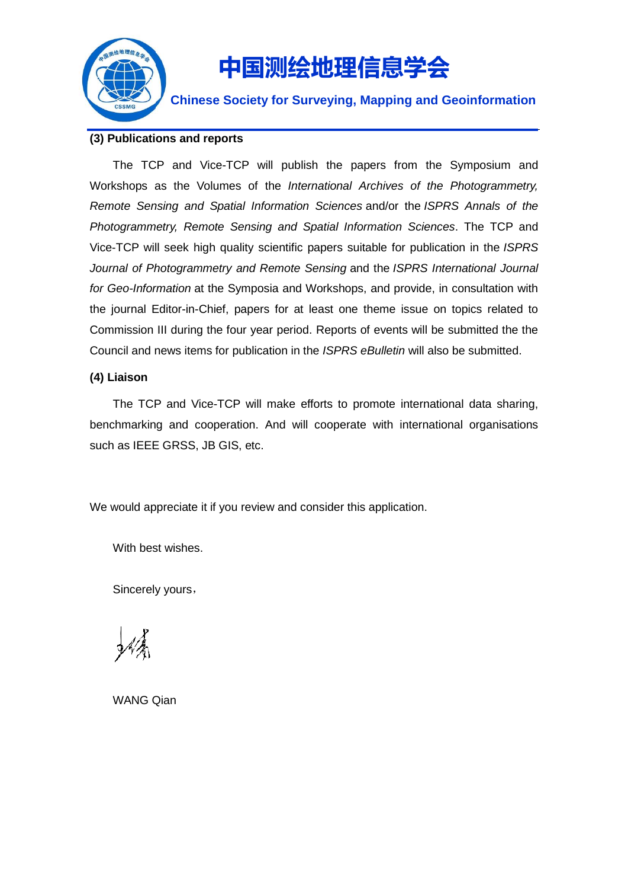**(3) Publications and reports**

The TCP and Vice-TCP will publish the papers from the Symposium and Workshops as the Volumes of the *International Archives of the Photogrammetry, Remote Sensing and Spatial Information Sciences* and/or the *ISPRS Annals of the Photogrammetry, Remote Sensing and Spatial Information Sciences*. The TCP and Vice-TCP will seek high quality scientific papers suitable for publication in the *ISPRS Journal of Photogrammetry and Remote Sensing* and the *ISPRS International Journal for Geo-Information* at the Symposia and Workshops, and provide, in consultation with the journal Editor-in-Chief, papers for at least one theme issue on topics related to Commission III during the four year period. Reports of events will be submitted the the Council and news items for publication in the *ISPRS eBulletin* will also be submitted.

**(4) Liaison**

The TCP and Vice-TCP will make efforts to promote international data sharing, benchmarking and cooperation. And will cooperate with international organisations such as IEEE GRSS, JB GIS, etc.

We would appreciate it if you review and consider this application.

With best wishes.

Sincerely yours，

WANG Qian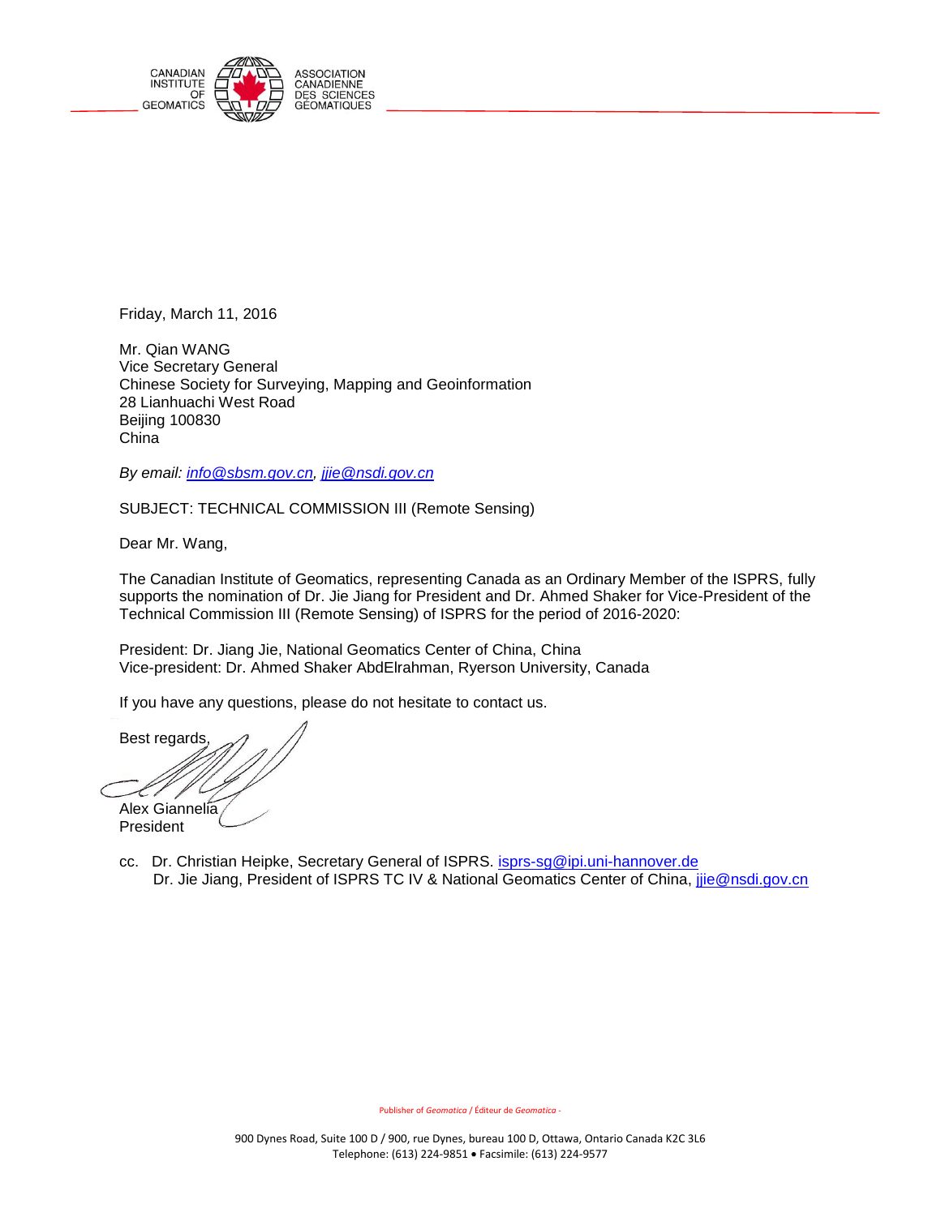CANADIAN INSTITUTE OF GEOMATICS

ASSOCIATION CANADIENNE DES SCIENCES GÉOMATIQUES

Friday, March 11, 2016

Mr. Qian WANG
Vice Secretary General
Chinese Society for Surveying, Mapping and Geoinformation
28 Lianhuachi West Road
Beijing 100830
China

*By email: info@sbsm.gov.cn, jjie@nsdi.gov.cn*

SUBJECT: TECHNICAL COMMISSION III (Remote Sensing)

Dear Mr. Wang,

The Canadian Institute of Geomatics, representing Canada as an Ordinary Member of the ISPRS, fully supports the nomination of Dr. Jie Jiang for President and Dr. Ahmed Shaker for Vice-President of the Technical Commission III (Remote Sensing) of ISPRS for the period of 2016-2020:

President: Dr. Jiang Jie, National Geomatics Center of China, China
Vice-president: Dr. Ahmed Shaker AbdElrahman, Ryerson University, Canada

If you have any questions, please do not hesitate to contact us.

Best regards,

Alex Giannelia
President

cc. Dr. Christian Heipke, Secretary General of ISPRS. isprs-sg@ipi.uni-hannover.de
Dr. Jie Jiang, President of ISPRS TC IV & National Geomatics Center of China, jjie@nsdi.gov.cn

Publisher of *Geomatica* / Éditeur de *Geomatica* -

900 Dynes Road, Suite 100 D / 900, rue Dynes, bureau 100 D, Ottawa, Ontario Canada K2C 3L6
Telephone: (613) 224-9851 • Facsimile: (613) 224-9577